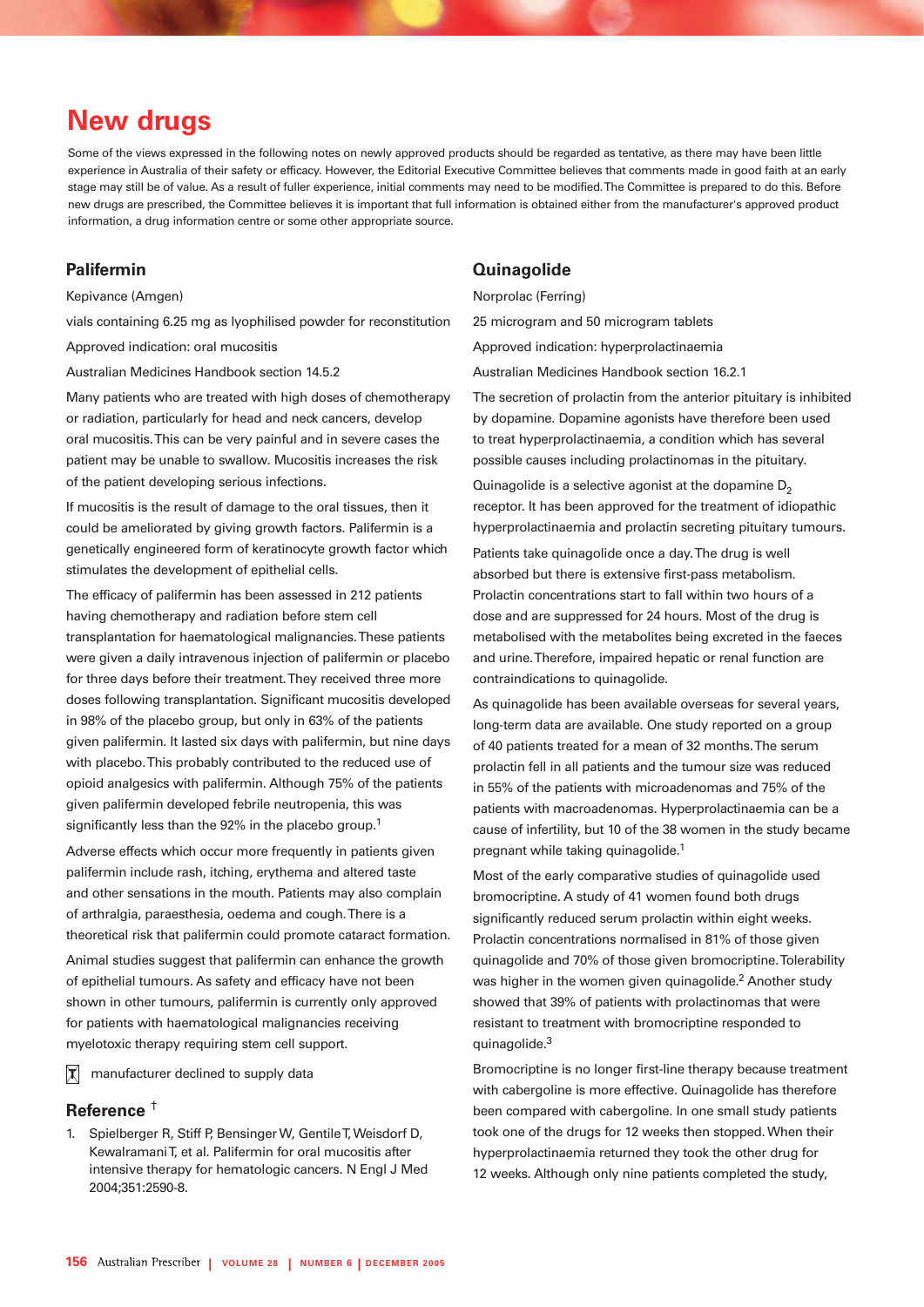# New drugs

Some of the views expressed in the following notes on newly approved products should be regarded as tentative, as there may have been little experience in Australia of their safety or efficacy. However, the Editorial Executive Committee believes that comments made in good faith at an early stage may still be of value. As a result of fuller experience, initial comments may need to be modified. The Committee is prepared to do this. Before new drugs are prescribed, the Committee believes it is important that full information is obtained either from the manufacturer's approved product information, a drug information centre or some other appropriate source.

## Palifermin

Kepivance (Amgen)

vials containing 6.25 mg as lyophilised powder for reconstitution

Approved indication: oral mucositis

Australian Medicines Handbook section 14.5.2

Many patients who are treated with high doses of chemotherapy or radiation, particularly for head and neck cancers, develop oral mucositis. This can be very painful and in severe cases the patient may be unable to swallow. Mucositis increases the risk of the patient developing serious infections.

If mucositis is the result of damage to the oral tissues, then it could be ameliorated by giving growth factors. Palifermin is a genetically engineered form of keratinocyte growth factor which stimulates the development of epithelial cells.

The efficacy of palifermin has been assessed in 212 patients having chemotherapy and radiation before stem cell transplantation for haematological malignancies. These patients were given a daily intravenous injection of palifermin or placebo for three days before their treatment. They received three more doses following transplantation. Significant mucositis developed in 98% of the placebo group, but only in 63% of the patients given palifermin. It lasted six days with palifermin, but nine days with placebo. This probably contributed to the reduced use of opioid analgesics with palifermin. Although 75% of the patients given palifermin developed febrile neutropenia, this was significantly less than the 92% in the placebo group.[1]

Adverse effects which occur more frequently in patients given palifermin include rash, itching, erythema and altered taste and other sensations in the mouth. Patients may also complain of arthralgia, paraesthesia, oedema and cough. There is a theoretical risk that palifermin could promote cataract formation.

Animal studies suggest that palifermin can enhance the growth of epithelial tumours. As safety and efficacy have not been shown in other tumours, palifermin is currently only approved for patients with haematological malignancies receiving myelotoxic therapy requiring stem cell support.

manufacturer declined to supply data

### Reference †

1. Spielberger R, Stiff P, Bensinger W, Gentile T, Weisdorf D, Kewalramani T, et al. Palifermin for oral mucositis after intensive therapy for hematologic cancers. N Engl J Med 2004;351:2590-8.

## Quinagolide

Norprolac (Ferring)

25 microgram and 50 microgram tablets

Approved indication: hyperprolactinaemia

Australian Medicines Handbook section 16.2.1

The secretion of prolactin from the anterior pituitary is inhibited by dopamine. Dopamine agonists have therefore been used to treat hyperprolactinaemia, a condition which has several possible causes including prolactinomas in the pituitary.

Quinagolide is a selective agonist at the dopamine $D_2$ receptor. It has been approved for the treatment of idiopathic hyperprolactinaemia and prolactin secreting pituitary tumours.

Patients take quinagolide once a day. The drug is well absorbed but there is extensive first-pass metabolism. Prolactin concentrations start to fall within two hours of a dose and are suppressed for 24 hours. Most of the drug is metabolised with the metabolites being excreted in the faeces and urine. Therefore, impaired hepatic or renal function are contraindications to quinagolide.

As quinagolide has been available overseas for several years, long-term data are available. One study reported on a group of 40 patients treated for a mean of 32 months. The serum prolactin fell in all patients and the tumour size was reduced in 55% of the patients with microadenomas and 75% of the patients with macroadenomas. Hyperprolactinaemia can be a cause of infertility, but 10 of the 38 women in the study became pregnant while taking quinagolide.[1]

Most of the early comparative studies of quinagolide used bromocriptine. A study of 41 women found both drugs significantly reduced serum prolactin within eight weeks. Prolactin concentrations normalised in 81% of those given quinagolide and 70% of those given bromocriptine. Tolerability was higher in the women given quinagolide.[2] Another study showed that 39% of patients with prolactinomas that were resistant to treatment with bromocriptine responded to quinagolide.[3]

Bromocriptine is no longer first-line therapy because treatment with cabergoline is more effective. Quinagolide has therefore been compared with cabergoline. In one small study patients took one of the drugs for 12 weeks then stopped. When their hyperprolactinaemia returned they took the other drug for 12 weeks. Although only nine patients completed the study,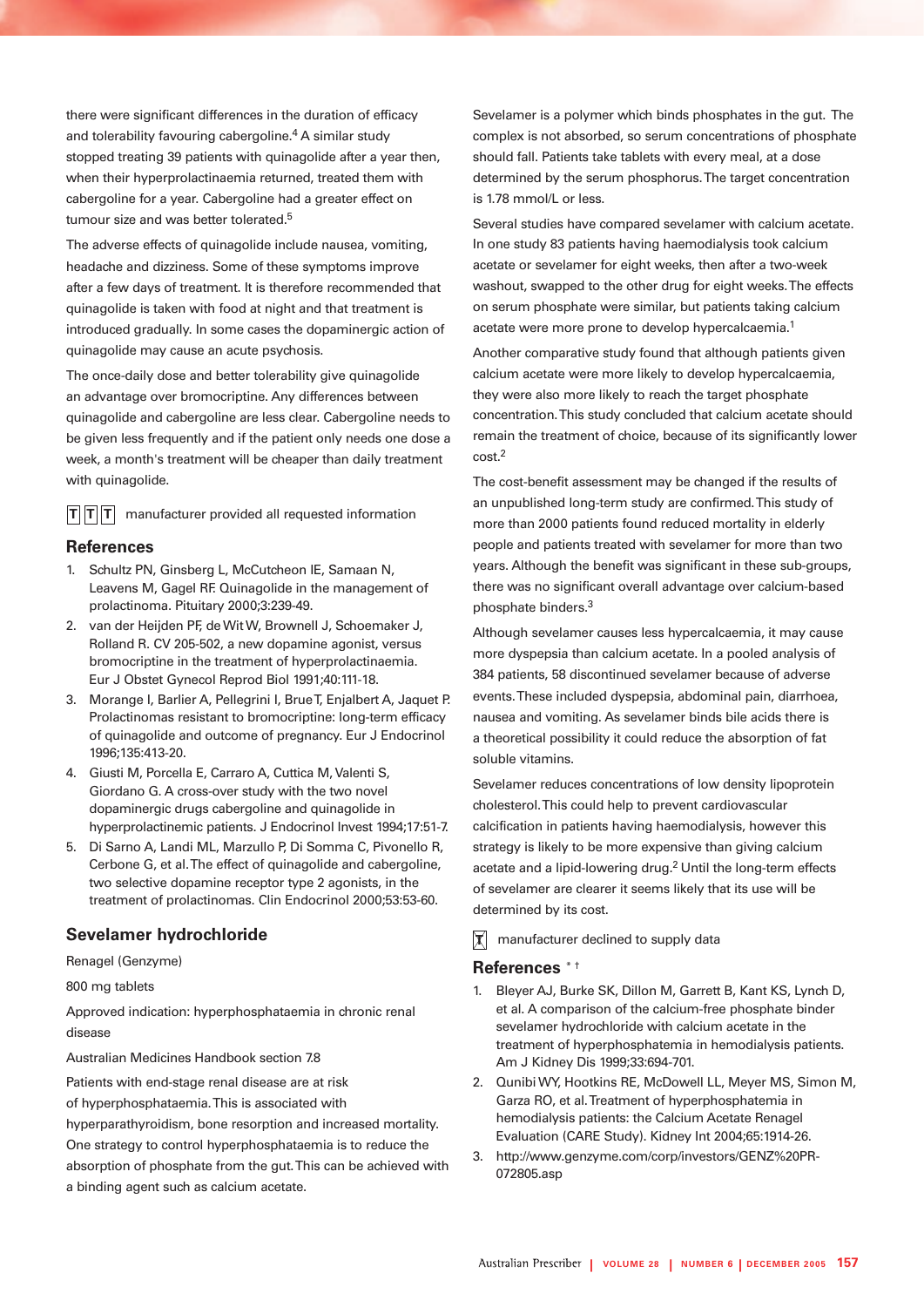there were significant differences in the duration of efficacy and tolerability favouring cabergoline.[4] A similar study stopped treating 39 patients with quinagolide after a year then, when their hyperprolactinaemia returned, treated them with cabergoline for a year. Cabergoline had a greater effect on tumour size and was better tolerated.[5]

The adverse effects of quinagolide include nausea, vomiting, headache and dizziness. Some of these symptoms improve after a few days of treatment. It is therefore recommended that quinagolide is taken with food at night and that treatment is introduced gradually. In some cases the dopaminergic action of quinagolide may cause an acute psychosis.

The once-daily dose and better tolerability give quinagolide an advantage over bromocriptine. Any differences between quinagolide and cabergoline are less clear. Cabergoline needs to be given less frequently and if the patient only needs one dose a week, a month's treatment will be cheaper than daily treatment with quinagolide.

T T T manufacturer provided all requested information

## References

1. Schultz PN, Ginsberg L, McCutcheon IE, Samaan N, Leavens M, Gagel RF. Quinagolide in the management of prolactinoma. Pituitary 2000;3:239-49.
2. van der Heijden PF, de Wit W, Brownell J, Schoemaker J, Rolland R. CV 205-502, a new dopamine agonist, versus bromocriptine in the treatment of hyperprolactinaemia. Eur J Obstet Gynecol Reprod Biol 1991;40:111-18.
3. Morange I, Barlier A, Pellegrini I, Brue T, Enjalbert A, Jaquet P. Prolactinomas resistant to bromocriptine: long-term efficacy of quinagolide and outcome of pregnancy. Eur J Endocrinol 1996;135:413-20.
4. Giusti M, Porcella E, Carraro A, Cuttica M, Valenti S, Giordano G. A cross-over study with the two novel dopaminergic drugs cabergoline and quinagolide in hyperprolactinemic patients. J Endocrinol Invest 1994;17:51-7.
5. Di Sarno A, Landi ML, Marzullo P, Di Somma C, Pivonello R, Cerbone G, et al. The effect of quinagolide and cabergoline, two selective dopamine receptor type 2 agonists, in the treatment of prolactinomas. Clin Endocrinol 2000;53:53-60.

## Sevelamer hydrochloride

Renagel (Genzyme)

800 mg tablets

Approved indication: hyperphosphataemia in chronic renal disease

Australian Medicines Handbook section 7.8

Patients with end-stage renal disease are at risk of hyperphosphataemia. This is associated with hyperparathyroidism, bone resorption and increased mortality. One strategy to control hyperphosphataemia is to reduce the absorption of phosphate from the gut. This can be achieved with a binding agent such as calcium acetate.

Sevelamer is a polymer which binds phosphates in the gut. The complex is not absorbed, so serum concentrations of phosphate should fall. Patients take tablets with every meal, at a dose determined by the serum phosphorus. The target concentration is 1.78 mmol/L or less.

Several studies have compared sevelamer with calcium acetate. In one study 83 patients having haemodialysis took calcium acetate or sevelamer for eight weeks, then after a two-week washout, swapped to the other drug for eight weeks. The effects on serum phosphate were similar, but patients taking calcium acetate were more prone to develop hypercalcaemia.[1]

Another comparative study found that although patients given calcium acetate were more likely to develop hypercalcaemia, they were also more likely to reach the target phosphate concentration. This study concluded that calcium acetate should remain the treatment of choice, because of its significantly lower cost.[2]

The cost-benefit assessment may be changed if the results of an unpublished long-term study are confirmed. This study of more than 2000 patients found reduced mortality in elderly people and patients treated with sevelamer for more than two years. Although the benefit was significant in these sub-groups, there was no significant overall advantage over calcium-based phosphate binders.[3]

Although sevelamer causes less hypercalcaemia, it may cause more dyspepsia than calcium acetate. In a pooled analysis of 384 patients, 58 discontinued sevelamer because of adverse events. These included dyspepsia, abdominal pain, diarrhoea, nausea and vomiting. As sevelamer binds bile acids there is a theoretical possibility it could reduce the absorption of fat soluble vitamins.

Sevelamer reduces concentrations of low density lipoprotein cholesterol. This could help to prevent cardiovascular calcification in patients having haemodialysis, however this strategy is likely to be more expensive than giving calcium acetate and a lipid-lowering drug.[2] Until the long-term effects of sevelamer are clearer it seems likely that its use will be determined by its cost.

T manufacturer declined to supply data

## References *†

1. Bleyer AJ, Burke SK, Dillon M, Garrett B, Kant KS, Lynch D, et al. A comparison of the calcium-free phosphate binder sevelamer hydrochloride with calcium acetate in the treatment of hyperphosphatemia in hemodialysis patients. Am J Kidney Dis 1999;33:694-701.
2. Qunibi WY, Hootkins RE, McDowell LL, Meyer MS, Simon M, Garza RO, et al. Treatment of hyperphosphatemia in hemodialysis patients: the Calcium Acetate Renagel Evaluation (CARE Study). Kidney Int 2004;65:1914-26.
3. http://www.genzyme.com/corp/investors/GENZ%20PR-072805.asp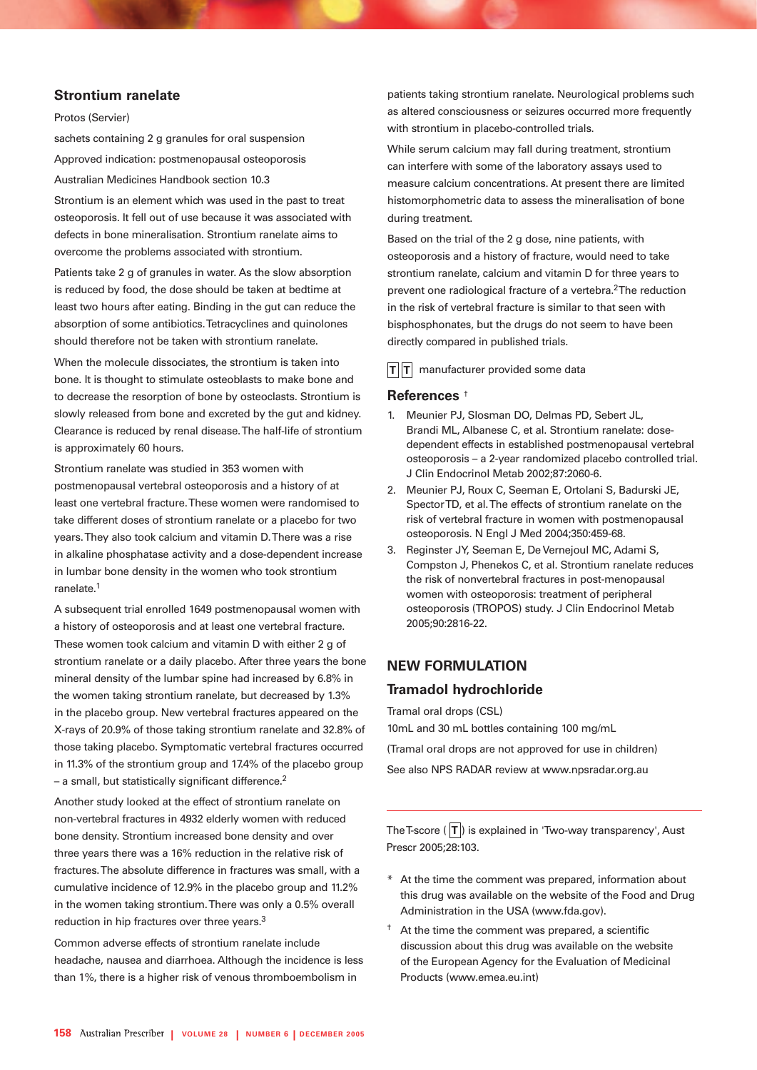## Strontium ranelate

Protos (Servier)

sachets containing 2 g granules for oral suspension

Approved indication: postmenopausal osteoporosis

Australian Medicines Handbook section 10.3

Strontium is an element which was used in the past to treat osteoporosis. It fell out of use because it was associated with defects in bone mineralisation. Strontium ranelate aims to overcome the problems associated with strontium.

Patients take 2 g of granules in water. As the slow absorption is reduced by food, the dose should be taken at bedtime at least two hours after eating. Binding in the gut can reduce the absorption of some antibiotics. Tetracyclines and quinolones should therefore not be taken with strontium ranelate.

When the molecule dissociates, the strontium is taken into bone. It is thought to stimulate osteoblasts to make bone and to decrease the resorption of bone by osteoclasts. Strontium is slowly released from bone and excreted by the gut and kidney. Clearance is reduced by renal disease. The half-life of strontium is approximately 60 hours.

Strontium ranelate was studied in 353 women with postmenopausal vertebral osteoporosis and a history of at least one vertebral fracture. These women were randomised to take different doses of strontium ranelate or a placebo for two years. They also took calcium and vitamin D. There was a rise in alkaline phosphatase activity and a dose-dependent increase in lumbar bone density in the women who took strontium ranelate.[1]

A subsequent trial enrolled 1649 postmenopausal women with a history of osteoporosis and at least one vertebral fracture. These women took calcium and vitamin D with either 2 g of strontium ranelate or a daily placebo. After three years the bone mineral density of the lumbar spine had increased by 6.8% in the women taking strontium ranelate, but decreased by 1.3% in the placebo group. New vertebral fractures appeared on the X-rays of 20.9% of those taking strontium ranelate and 32.8% of those taking placebo. Symptomatic vertebral fractures occurred in 11.3% of the strontium group and 17.4% of the placebo group – a small, but statistically significant difference.[2]

Another study looked at the effect of strontium ranelate on non-vertebral fractures in 4932 elderly women with reduced bone density. Strontium increased bone density and over three years there was a 16% reduction in the relative risk of fractures. The absolute difference in fractures was small, with a cumulative incidence of 12.9% in the placebo group and 11.2% in the women taking strontium. There was only a 0.5% overall reduction in hip fractures over three years.[3]

Common adverse effects of strontium ranelate include headache, nausea and diarrhoea. Although the incidence is less than 1%, there is a higher risk of venous thromboembolism in patients taking strontium ranelate. Neurological problems such as altered consciousness or seizures occurred more frequently with strontium in placebo-controlled trials.

While serum calcium may fall during treatment, strontium can interfere with some of the laboratory assays used to measure calcium concentrations. At present there are limited histomorphometric data to assess the mineralisation of bone during treatment.

Based on the trial of the 2 g dose, nine patients, with osteoporosis and a history of fracture, would need to take strontium ranelate, calcium and vitamin D for three years to prevent one radiological fracture of a vertebra.[2] The reduction in the risk of vertebral fracture is similar to that seen with bisphosphonates, but the drugs do not seem to have been directly compared in published trials.

T T manufacturer provided some data

### References †

1. Meunier PJ, Slosman DO, Delmas PD, Sebert JL, Brandi ML, Albanese C, et al. Strontium ranelate: dose-dependent effects in established postmenopausal vertebral osteoporosis – a 2-year randomized placebo controlled trial. J Clin Endocrinol Metab 2002;87:2060-6.
2. Meunier PJ, Roux C, Seeman E, Ortolani S, Badurski JE, Spector TD, et al. The effects of strontium ranelate on the risk of vertebral fracture in women with postmenopausal osteoporosis. N Engl J Med 2004;350:459-68.
3. Reginster JY, Seeman E, De Vernejoul MC, Adami S, Compston J, Phenekos C, et al. Strontium ranelate reduces the risk of nonvertebral fractures in post-menopausal women with osteoporosis: treatment of peripheral osteoporosis (TROPOS) study. J Clin Endocrinol Metab 2005;90:2816-22.

# NEW FORMULATION

## Tramadol hydrochloride

Tramal oral drops (CSL)

10mL and 30 mL bottles containing 100 mg/mL

(Tramal oral drops are not approved for use in children)

See also NPS RADAR review at www.npsradar.org.au

---

The T-score ( T ) is explained in 'Two-way transparency', Aust Prescr 2005;28:103.

\* At the time the comment was prepared, information about this drug was available on the website of the Food and Drug Administration in the USA (www.fda.gov).

† At the time the comment was prepared, a scientific discussion about this drug was available on the website of the European Agency for the Evaluation of Medicinal Products (www.emea.eu.int)